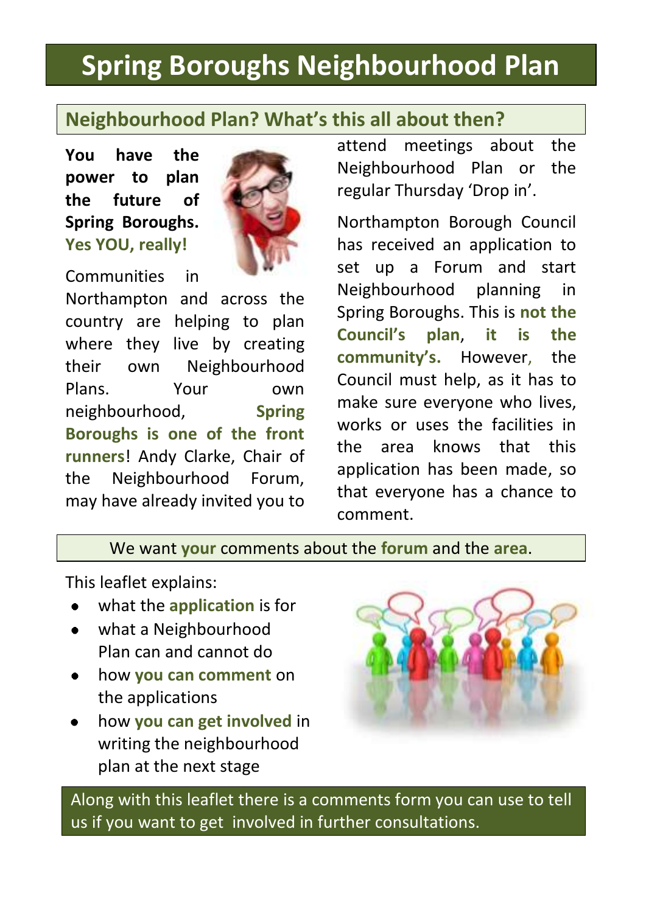# Spring Boroughs Neighbourhood Plan

## Neighbourhood Plan? What's this all about then?

**You have the power to plan the future of Spring Boroughs. Yes YOU, really!**

Communities in Northampton and across the country are helping to plan where they live by creating their own Neighbourhood Plans. Your own neighbourhood, **Spring Boroughs is one of the front runners**! Andy Clarke, Chair of the Neighbourhood Forum, may have already invited you to attend meetings about the Neighbourhood Plan or the regular Thursday 'Drop in'.

Northampton Borough Council has received an application to set up a Forum and start Neighbourhood planning in Spring Boroughs. This is **not the Council's plan**, **it is the community's.** However, the Council must help, as it has to make sure everyone who lives, works or uses the facilities in the area knows that this application has been made, so that everyone has a chance to comment.

We want **your** comments about the **forum** and the **area**.

This leaflet explains:

- what the **application** is for
- what a Neighbourhood Plan can and cannot do
- how **you can comment** on the applications
- how **you can get involved** in writing the neighbourhood plan at the next stage

Along with this leaflet there is a comments form you can use to tell us if you want to get involved in further consultations.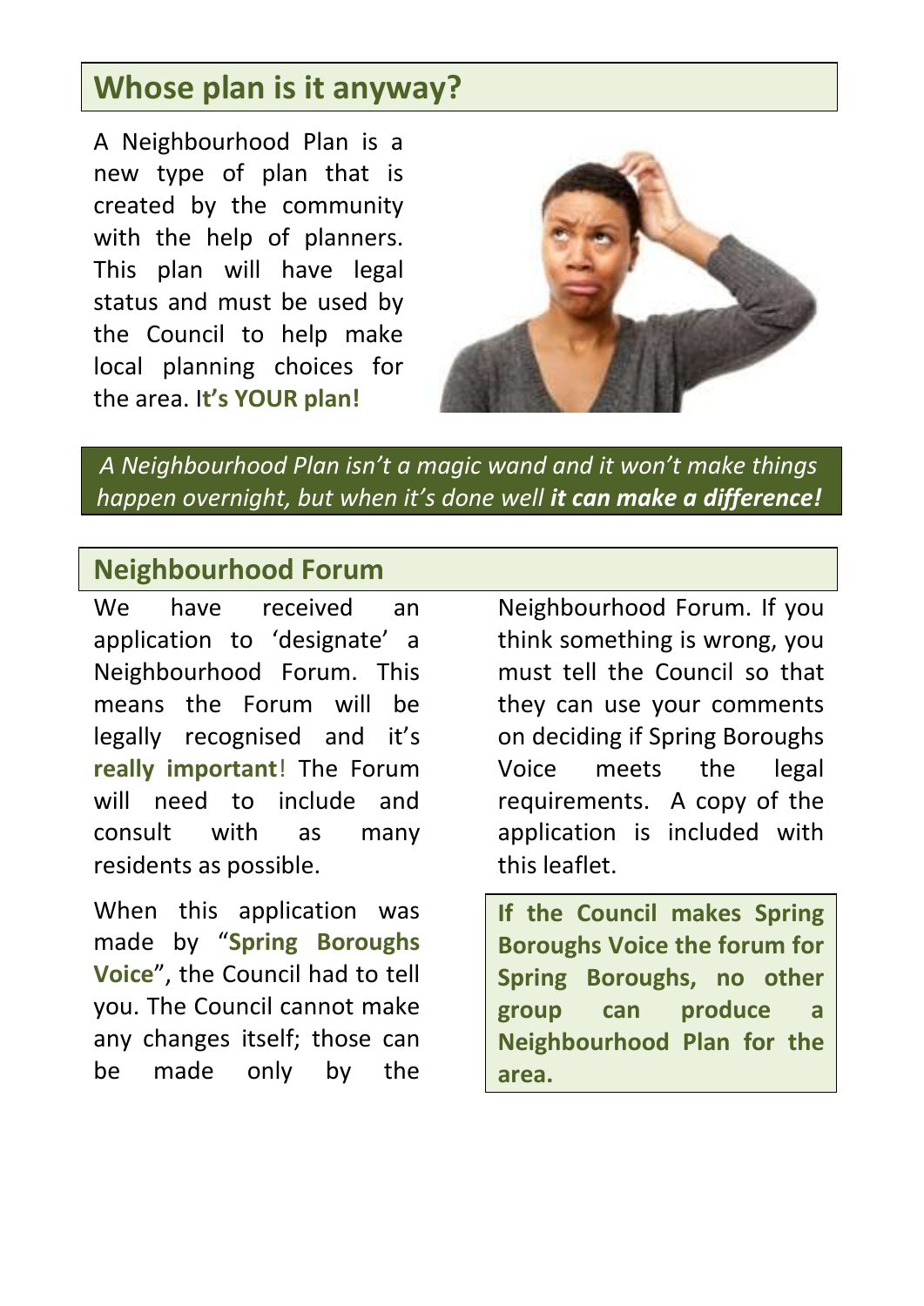## Whose plan is it anyway?

A Neighbourhood Plan is a new type of plan that is created by the community with the help of planners. This plan will have legal status and must be used by the Council to help make local planning choices for the area. I**t's YOUR plan!**

*A Neighbourhood Plan isn't a magic wand and it won't make things happen overnight, but when it's done well* ***it can make a difference!***

## Neighbourhood Forum

We have received an application to 'designate' a Neighbourhood Forum. This means the Forum will be legally recognised and it's **really important**! The Forum will need to include and consult with as many residents as possible.

When this application was made by "**Spring Boroughs Voice**", the Council had to tell you. The Council cannot make any changes itself; those can be made only by the Neighbourhood Forum. If you think something is wrong, you must tell the Council so that they can use your comments on deciding if Spring Boroughs Voice meets the legal requirements. A copy of the application is included with this leaflet.

**If the Council makes Spring Boroughs Voice the forum for Spring Boroughs, no other group can produce a Neighbourhood Plan for the area.**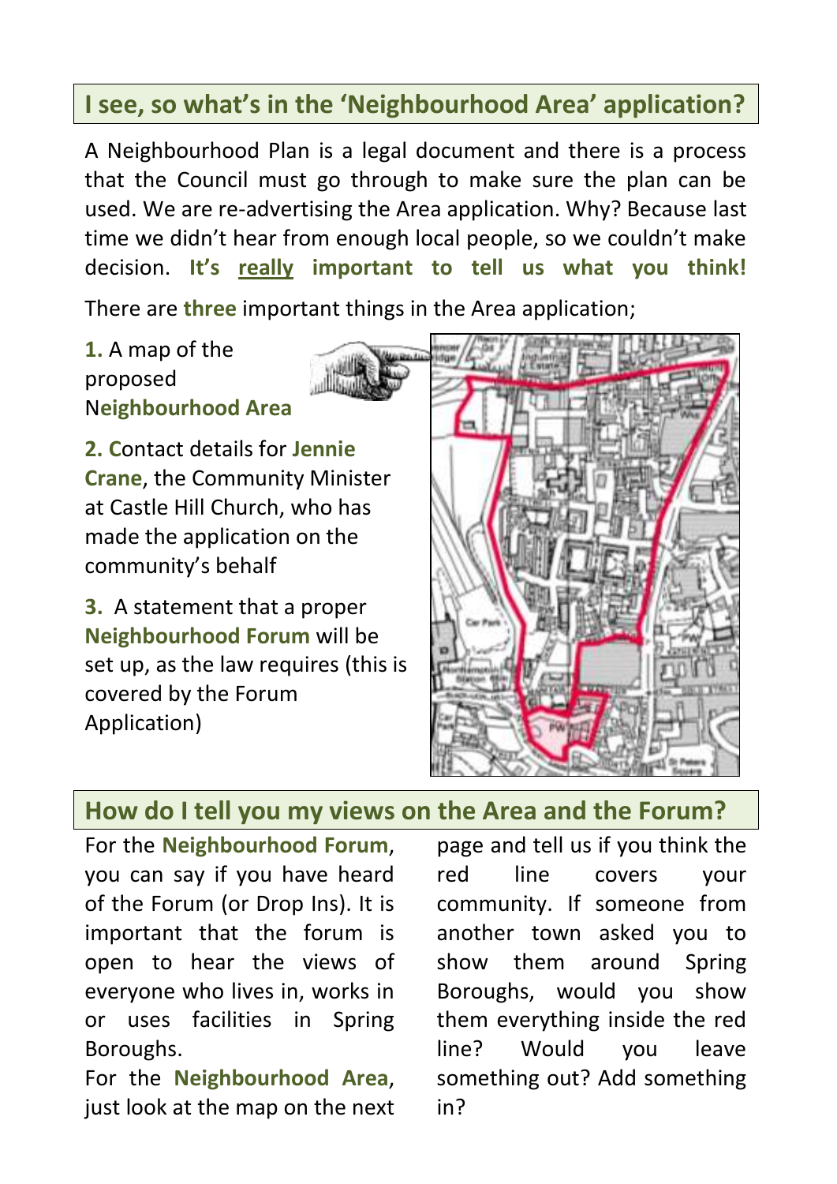## I see, so what's in the 'Neighbourhood Area' application?

A Neighbourhood Plan is a legal document and there is a process that the Council must go through to make sure the plan can be used. We are re-advertising the Area application. Why? Because last time we didn't hear from enough local people, so we couldn't make decision. **It's <u>really</u> important to tell us what you think!**

There are **three** important things in the Area application;

**1.** A map of the proposed **Neighbourhood Area**

**2.** Contact details for **Jennie Crane**, the Community Minister at Castle Hill Church, who has made the application on the community's behalf

**3.** A statement that a proper **Neighbourhood Forum** will be set up, as the law requires (this is covered by the Forum Application)

## How do I tell you my views on the Area and the Forum?

For the **Neighbourhood Forum**, you can say if you have heard of the Forum (or Drop Ins). It is important that the forum is open to hear the views of everyone who lives in, works in or uses facilities in Spring Boroughs.

For the **Neighbourhood Area**, just look at the map on the next page and tell us if you think the red line covers your community. If someone from another town asked you to show them around Spring Boroughs, would you show them everything inside the red line? Would you leave something out? Add something in?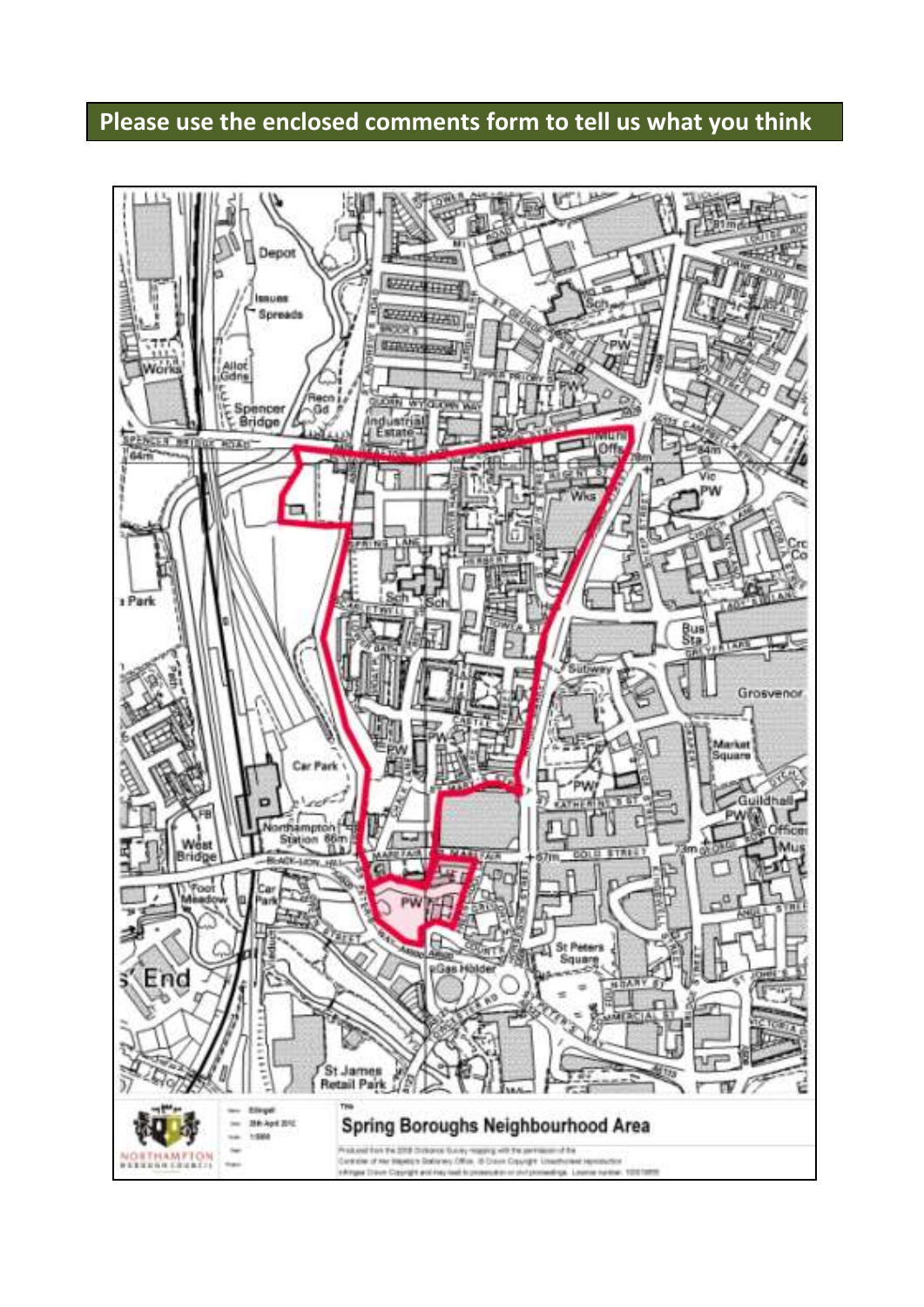**Please use the enclosed comments form to tell us what you think**

Spring Boroughs Neighbourhood Area